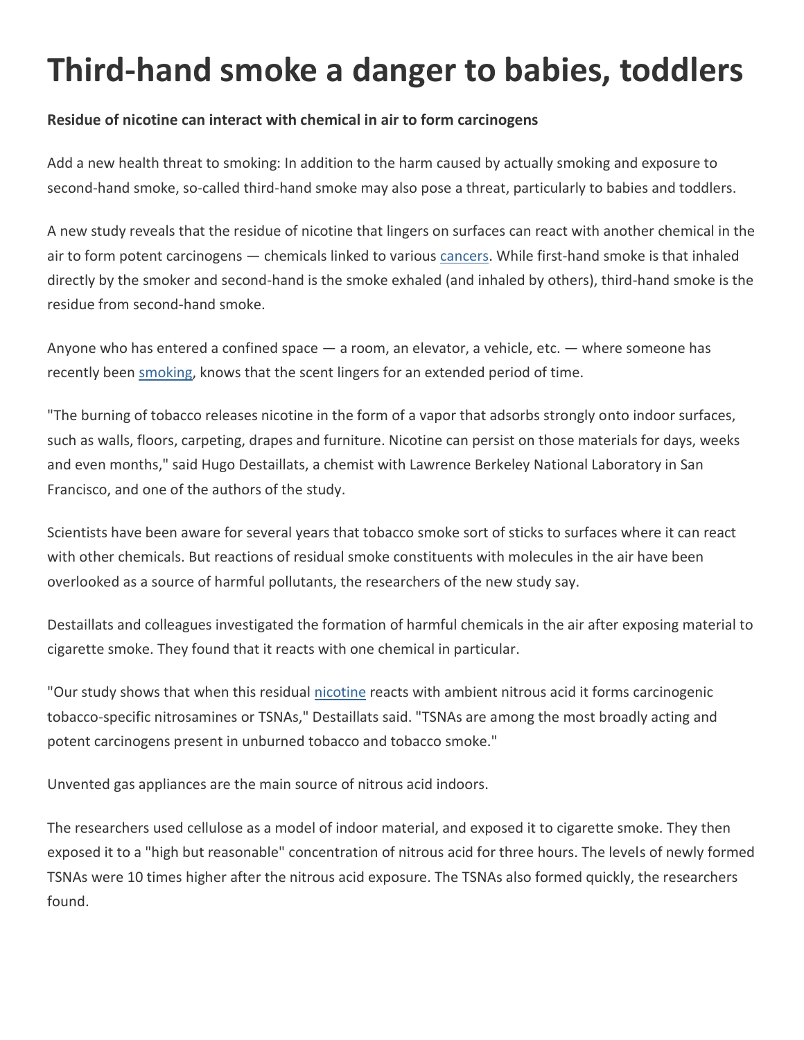# Third-hand smoke a danger to babies, toddlers

**Residue of nicotine can interact with chemical in air to form carcinogens**

Add a new health threat to smoking: In addition to the harm caused by actually smoking and exposure to second-hand smoke, so-called third-hand smoke may also pose a threat, particularly to babies and toddlers.

A new study reveals that the residue of nicotine that lingers on surfaces can react with another chemical in the air to form potent carcinogens — chemicals linked to various cancers. While first-hand smoke is that inhaled directly by the smoker and second-hand is the smoke exhaled (and inhaled by others), third-hand smoke is the residue from second-hand smoke.

Anyone who has entered a confined space — a room, an elevator, a vehicle, etc. — where someone has recently been smoking, knows that the scent lingers for an extended period of time.

"The burning of tobacco releases nicotine in the form of a vapor that adsorbs strongly onto indoor surfaces, such as walls, floors, carpeting, drapes and furniture. Nicotine can persist on those materials for days, weeks and even months," said Hugo Destaillats, a chemist with Lawrence Berkeley National Laboratory in San Francisco, and one of the authors of the study.

Scientists have been aware for several years that tobacco smoke sort of sticks to surfaces where it can react with other chemicals. But reactions of residual smoke constituents with molecules in the air have been overlooked as a source of harmful pollutants, the researchers of the new study say.

Destaillats and colleagues investigated the formation of harmful chemicals in the air after exposing material to cigarette smoke. They found that it reacts with one chemical in particular.

"Our study shows that when this residual nicotine reacts with ambient nitrous acid it forms carcinogenic tobacco-specific nitrosamines or TSNAs," Destaillats said. "TSNAs are among the most broadly acting and potent carcinogens present in unburned tobacco and tobacco smoke."

Unvented gas appliances are the main source of nitrous acid indoors.

The researchers used cellulose as a model of indoor material, and exposed it to cigarette smoke. They then exposed it to a "high but reasonable" concentration of nitrous acid for three hours. The levels of newly formed TSNAs were 10 times higher after the nitrous acid exposure. The TSNAs also formed quickly, the researchers found.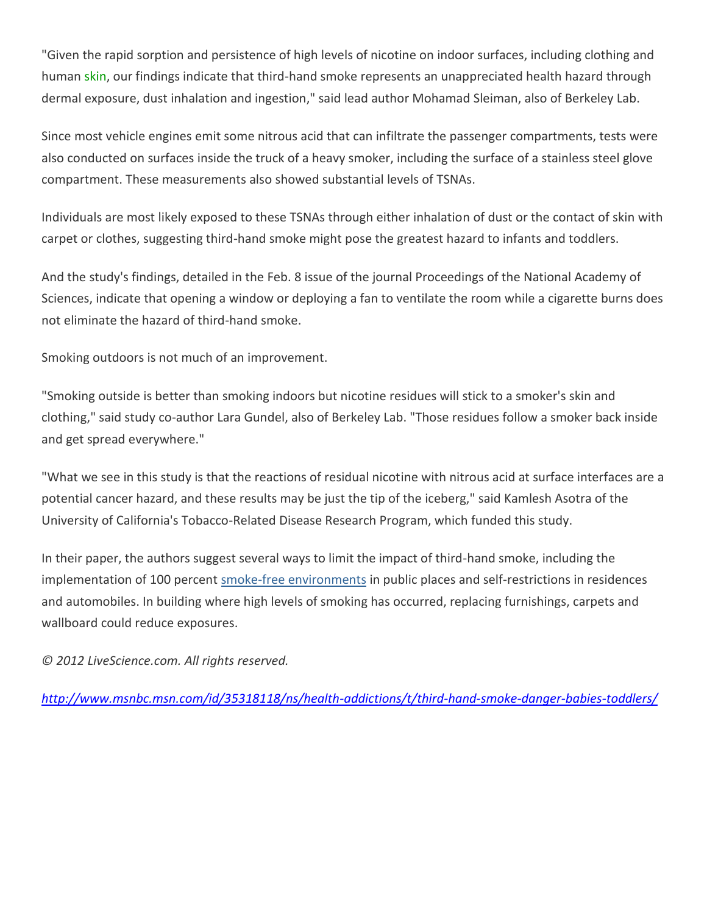"Given the rapid sorption and persistence of high levels of nicotine on indoor surfaces, including clothing and human skin, our findings indicate that third-hand smoke represents an unappreciated health hazard through dermal exposure, dust inhalation and ingestion," said lead author Mohamad Sleiman, also of Berkeley Lab.

Since most vehicle engines emit some nitrous acid that can infiltrate the passenger compartments, tests were also conducted on surfaces inside the truck of a heavy smoker, including the surface of a stainless steel glove compartment. These measurements also showed substantial levels of TSNAs.

Individuals are most likely exposed to these TSNAs through either inhalation of dust or the contact of skin with carpet or clothes, suggesting third-hand smoke might pose the greatest hazard to infants and toddlers.

And the study's findings, detailed in the Feb. 8 issue of the journal Proceedings of the National Academy of Sciences, indicate that opening a window or deploying a fan to ventilate the room while a cigarette burns does not eliminate the hazard of third-hand smoke.

Smoking outdoors is not much of an improvement.

"Smoking outside is better than smoking indoors but nicotine residues will stick to a smoker's skin and clothing," said study co-author Lara Gundel, also of Berkeley Lab. "Those residues follow a smoker back inside and get spread everywhere."

"What we see in this study is that the reactions of residual nicotine with nitrous acid at surface interfaces are a potential cancer hazard, and these results may be just the tip of the iceberg," said Kamlesh Asotra of the University of California's Tobacco-Related Disease Research Program, which funded this study.

In their paper, the authors suggest several ways to limit the impact of third-hand smoke, including the implementation of 100 percent smoke-free environments in public places and self-restrictions in residences and automobiles. In building where high levels of smoking has occurred, replacing furnishings, carpets and wallboard could reduce exposures.

*© 2012 LiveScience.com. All rights reserved.*

*http://www.msnbc.msn.com/id/35318118/ns/health-addictions/t/third-hand-smoke-danger-babies-toddlers/*